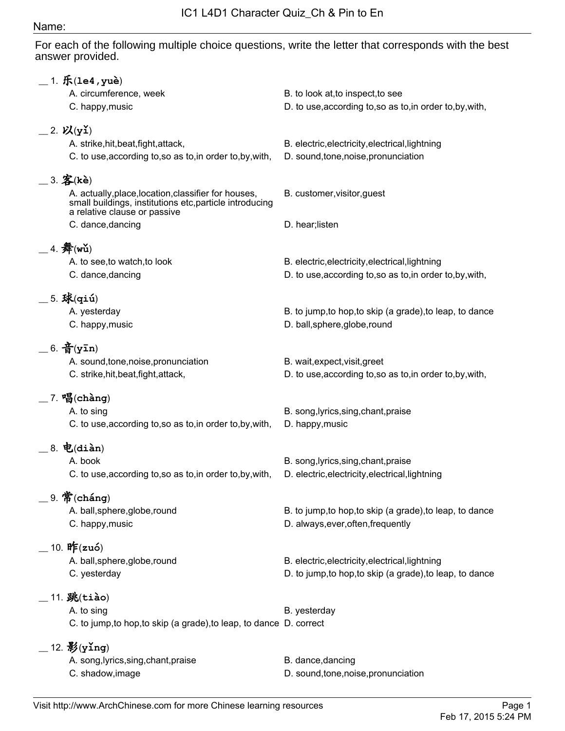# IC1 L4D1 Character Quiz_Ch & Pin to En

Name:

For each of the following multiple choice questions, write the letter that corresponds with the best answer provided.

__ 1. 乐(le4,yuè)

A. circumference, week
B. to look at,to inspect,to see
C. happy,music
D. to use,according to,so as to,in order to,by,with,

__ 2. 以(yǐ)

A. strike,hit,beat,fight,attack,
B. electric,electricity,electrical,lightning
C. to use,according to,so as to,in order to,by,with,
D. sound,tone,noise,pronunciation

__ 3. 客(kè)

A. actually,place,location,classifier for houses, small buildings, institutions etc,particle introducing a relative clause or passive
B. customer,visitor,guest
C. dance,dancing
D. hear;listen

__ 4. 舞(wǔ)

A. to see,to watch,to look
B. electric,electricity,electrical,lightning
C. dance,dancing
D. to use,according to,so as to,in order to,by,with,

__ 5. 球(qiú)

A. yesterday
B. to jump,to hop,to skip (a grade),to leap, to dance
C. happy,music
D. ball,sphere,globe,round

__ 6. 音(yīn)

A. sound,tone,noise,pronunciation
B. wait,expect,visit,greet
C. strike,hit,beat,fight,attack,
D. to use,according to,so as to,in order to,by,with,

__ 7. 唱(chàng)

A. to sing
B. song,lyrics,sing,chant,praise
C. to use,according to,so as to,in order to,by,with,
D. happy,music

__ 8. 电(diàn)

A. book
B. song,lyrics,sing,chant,praise
C. to use,according to,so as to,in order to,by,with,
D. electric,electricity,electrical,lightning

__ 9. 常(cháng)

A. ball,sphere,globe,round
B. to jump,to hop,to skip (a grade),to leap, to dance
C. happy,music
D. always,ever,often,frequently

__ 10. 昨(zuó)

A. ball,sphere,globe,round
B. electric,electricity,electrical,lightning
C. yesterday
D. to jump,to hop,to skip (a grade),to leap, to dance

__ 11. 跳(tiào)

A. to sing
B. yesterday
C. to jump,to hop,to skip (a grade),to leap, to dance
D. correct

__ 12. 影(yǐng)

A. song,lyrics,sing,chant,praise
B. dance,dancing
C. shadow,image
D. sound,tone,noise,pronunciation

Visit http://www.ArchChinese.com for more Chinese learning resources

Feb 17, 2015 5:24 PM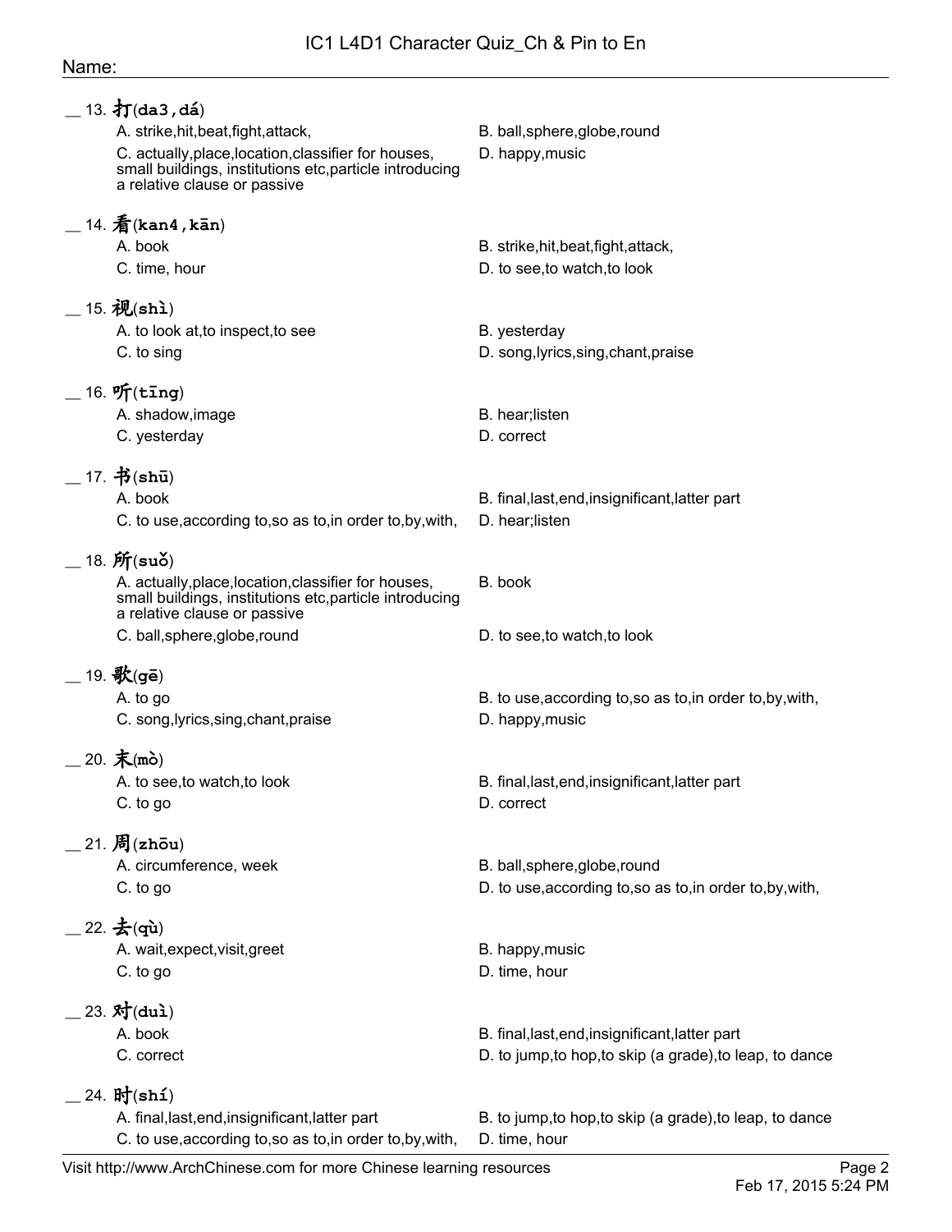Name:

__ 13. 打(da3,dá)

A. strike,hit,beat,fight,attack,

B. ball,sphere,globe,round

C. actually,place,location,classifier for houses, small buildings, institutions etc,particle introducing a relative clause or passive

D. happy,music

__ 14. 看(kan4,kān)

A. book

B. strike,hit,beat,fight,attack,

C. time, hour

D. to see,to watch,to look

__ 15. 视(shì)

A. to look at,to inspect,to see

B. yesterday

C. to sing

D. song,lyrics,sing,chant,praise

__ 16. 听(tīng)

A. shadow,image

B. hear;listen

C. yesterday

D. correct

__ 17. 书(shū)

A. book

B. final,last,end,insignificant,latter part

C. to use,according to,so as to,in order to,by,with,

D. hear;listen

__ 18. 所(suǒ)

A. actually,place,location,classifier for houses, small buildings, institutions etc,particle introducing a relative clause or passive

B. book

C. ball,sphere,globe,round

D. to see,to watch,to look

__ 19. 歌(gē)

A. to go

B. to use,according to,so as to,in order to,by,with,

C. song,lyrics,sing,chant,praise

D. happy,music

__ 20. 末(mò)

A. to see,to watch,to look

B. final,last,end,insignificant,latter part

C. to go

D. correct

__ 21. 周(zhōu)

A. circumference, week

B. ball,sphere,globe,round

C. to go

D. to use,according to,so as to,in order to,by,with,

__ 22. 去(qù)

A. wait,expect,visit,greet

B. happy,music

C. to go

D. time, hour

__ 23. 对(duì)

A. book

B. final,last,end,insignificant,latter part

C. correct

D. to jump,to hop,to skip (a grade),to leap, to dance

__ 24. 时(shí)

A. final,last,end,insignificant,latter part

B. to jump,to hop,to skip (a grade),to leap, to dance

C. to use,according to,so as to,in order to,by,with,

D. time, hour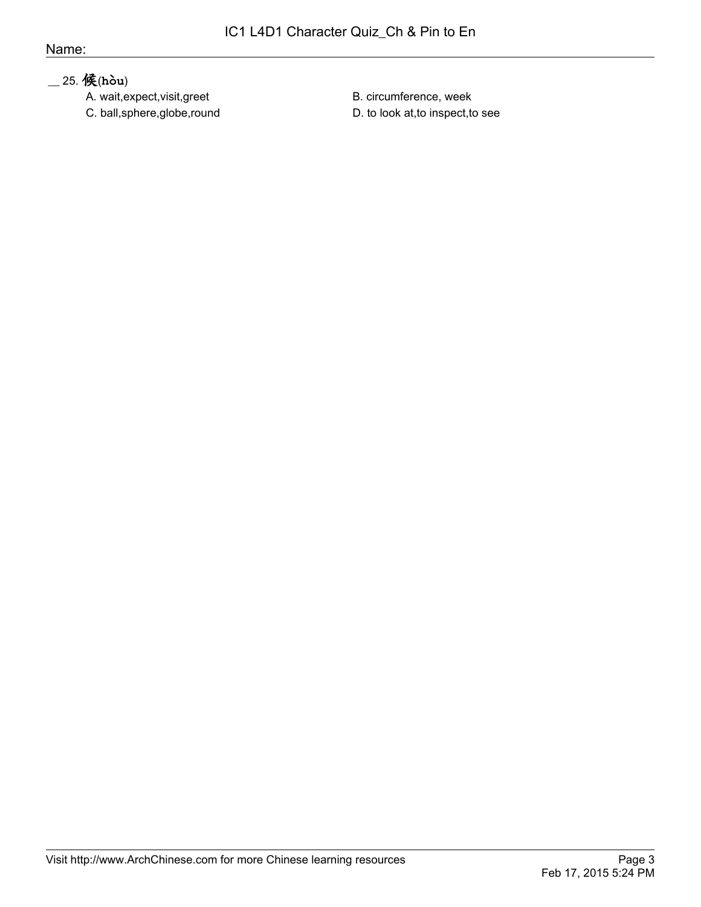__ 25. **候**(**hòu**)

A. wait,expect,visit,greet

B. circumference, week

C. ball,sphere,globe,round

D. to look at,to inspect,to see